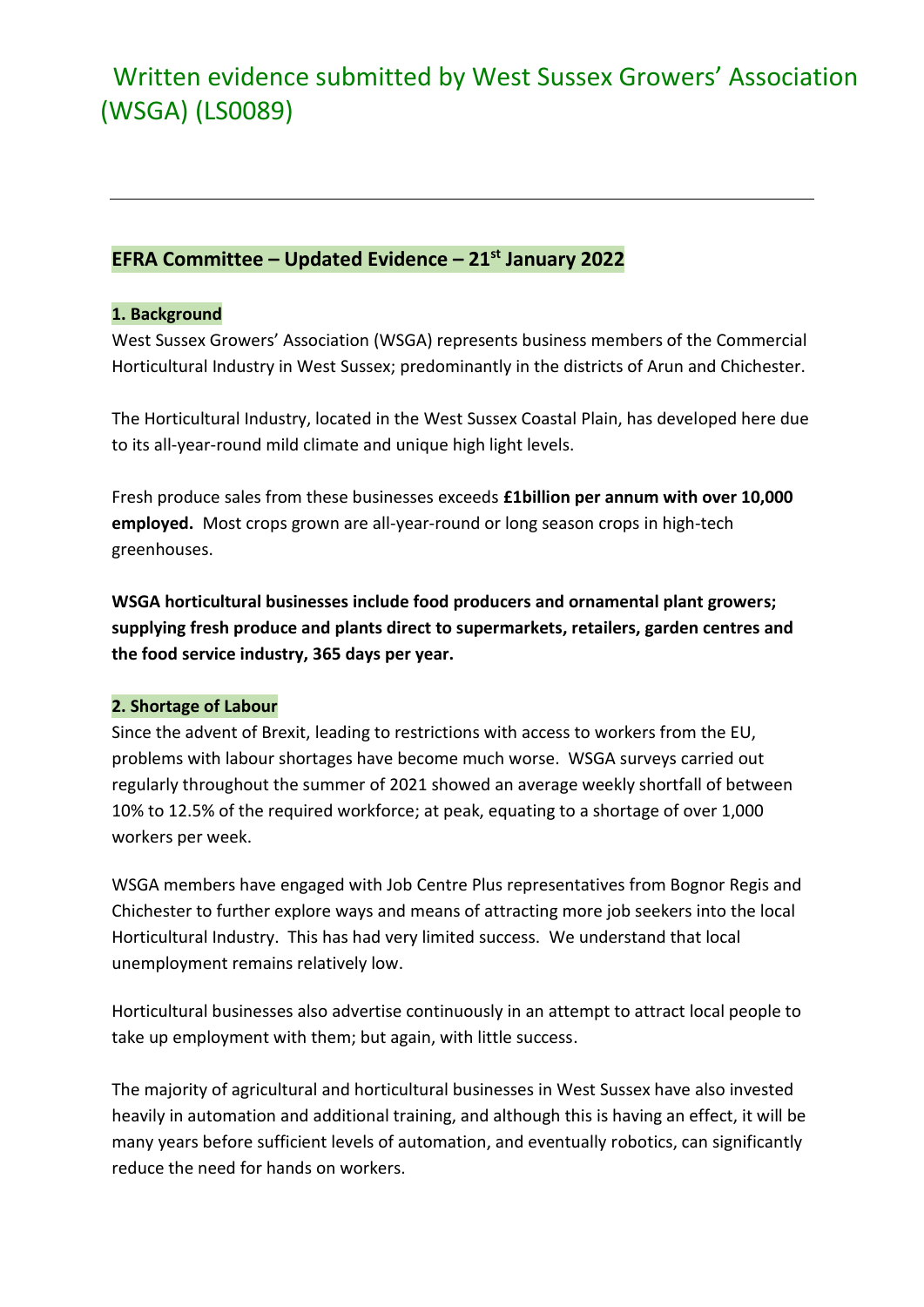# Written evidence submitted by West Sussex Growers' Association (WSGA) (LS0089)

---

## EFRA Committee – Updated Evidence – 21st January 2022

### 1. Background

West Sussex Growers' Association (WSGA) represents business members of the Commercial Horticultural Industry in West Sussex; predominantly in the districts of Arun and Chichester.

The Horticultural Industry, located in the West Sussex Coastal Plain, has developed here due to its all-year-round mild climate and unique high light levels.

Fresh produce sales from these businesses exceeds **£1billion per annum with over 10,000 employed.** Most crops grown are all-year-round or long season crops in high-tech greenhouses.

**WSGA horticultural businesses include food producers and ornamental plant growers; supplying fresh produce and plants direct to supermarkets, retailers, garden centres and the food service industry, 365 days per year.**

### 2. Shortage of Labour

Since the advent of Brexit, leading to restrictions with access to workers from the EU, problems with labour shortages have become much worse. WSGA surveys carried out regularly throughout the summer of 2021 showed an average weekly shortfall of between 10% to 12.5% of the required workforce; at peak, equating to a shortage of over 1,000 workers per week.

WSGA members have engaged with Job Centre Plus representatives from Bognor Regis and Chichester to further explore ways and means of attracting more job seekers into the local Horticultural Industry. This has had very limited success. We understand that local unemployment remains relatively low.

Horticultural businesses also advertise continuously in an attempt to attract local people to take up employment with them; but again, with little success.

The majority of agricultural and horticultural businesses in West Sussex have also invested heavily in automation and additional training, and although this is having an effect, it will be many years before sufficient levels of automation, and eventually robotics, can significantly reduce the need for hands on workers.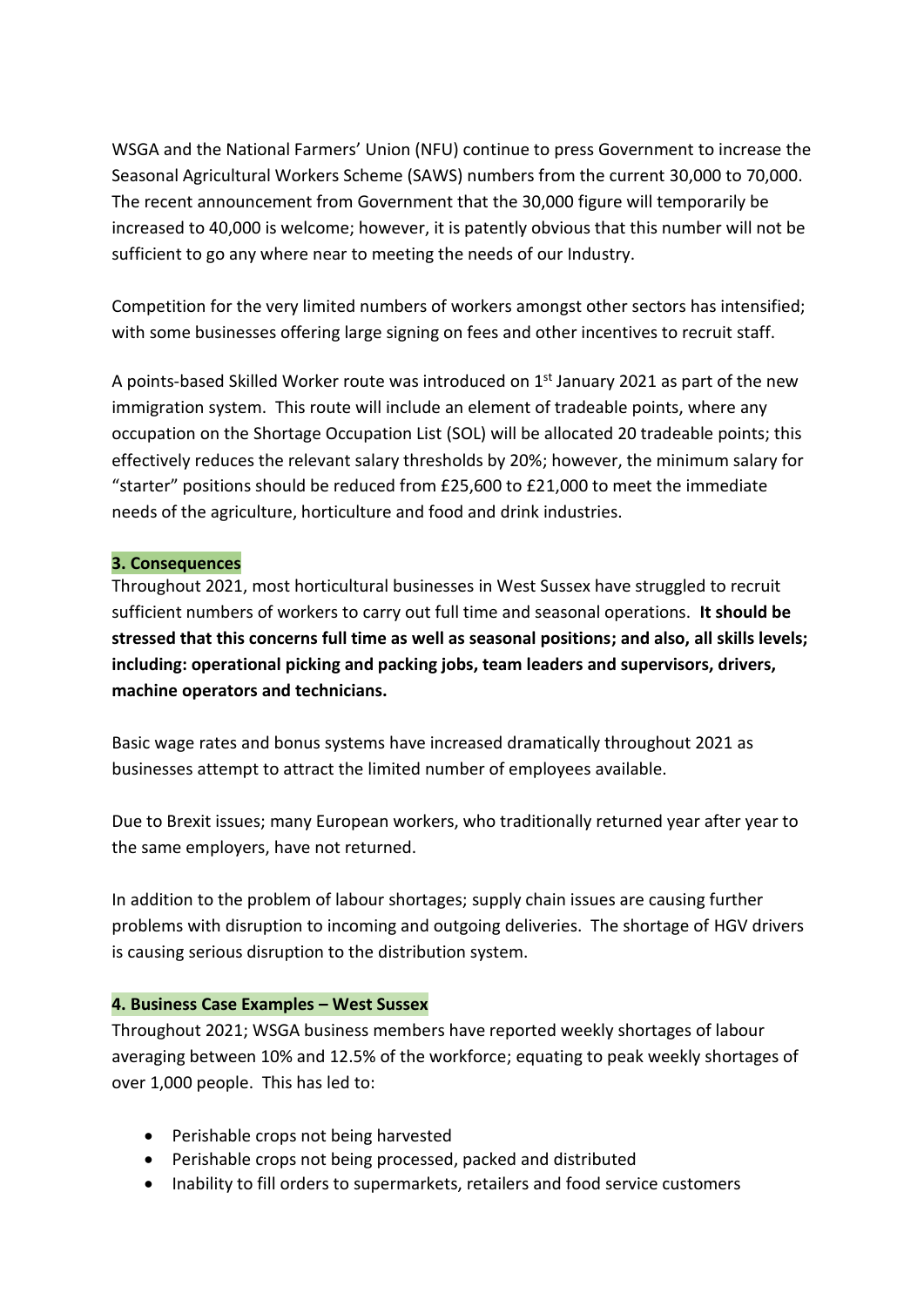WSGA and the National Farmers' Union (NFU) continue to press Government to increase the Seasonal Agricultural Workers Scheme (SAWS) numbers from the current 30,000 to 70,000. The recent announcement from Government that the 30,000 figure will temporarily be increased to 40,000 is welcome; however, it is patently obvious that this number will not be sufficient to go any where near to meeting the needs of our Industry.

Competition for the very limited numbers of workers amongst other sectors has intensified; with some businesses offering large signing on fees and other incentives to recruit staff.

A points-based Skilled Worker route was introduced on 1st January 2021 as part of the new immigration system. This route will include an element of tradeable points, where any occupation on the Shortage Occupation List (SOL) will be allocated 20 tradeable points; this effectively reduces the relevant salary thresholds by 20%; however, the minimum salary for "starter" positions should be reduced from £25,600 to £21,000 to meet the immediate needs of the agriculture, horticulture and food and drink industries.

## 3. Consequences

Throughout 2021, most horticultural businesses in West Sussex have struggled to recruit sufficient numbers of workers to carry out full time and seasonal operations. **It should be stressed that this concerns full time as well as seasonal positions; and also, all skills levels; including: operational picking and packing jobs, team leaders and supervisors, drivers, machine operators and technicians.**

Basic wage rates and bonus systems have increased dramatically throughout 2021 as businesses attempt to attract the limited number of employees available.

Due to Brexit issues; many European workers, who traditionally returned year after year to the same employers, have not returned.

In addition to the problem of labour shortages; supply chain issues are causing further problems with disruption to incoming and outgoing deliveries. The shortage of HGV drivers is causing serious disruption to the distribution system.

## 4. Business Case Examples – West Sussex

Throughout 2021; WSGA business members have reported weekly shortages of labour averaging between 10% and 12.5% of the workforce; equating to peak weekly shortages of over 1,000 people. This has led to:

- Perishable crops not being harvested
- Perishable crops not being processed, packed and distributed
- Inability to fill orders to supermarkets, retailers and food service customers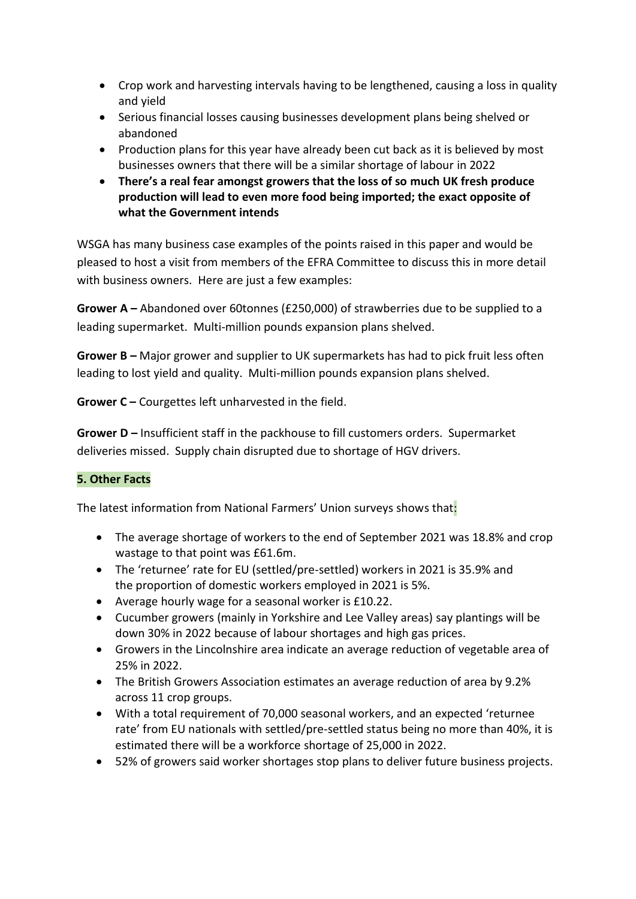- Crop work and harvesting intervals having to be lengthened, causing a loss in quality and yield
- Serious financial losses causing businesses development plans being shelved or abandoned
- Production plans for this year have already been cut back as it is believed by most businesses owners that there will be a similar shortage of labour in 2022
- **There's a real fear amongst growers that the loss of so much UK fresh produce production will lead to even more food being imported; the exact opposite of what the Government intends**

WSGA has many business case examples of the points raised in this paper and would be pleased to host a visit from members of the EFRA Committee to discuss this in more detail with business owners. Here are just a few examples:

**Grower A –** Abandoned over 60tonnes (£250,000) of strawberries due to be supplied to a leading supermarket. Multi-million pounds expansion plans shelved.

**Grower B –** Major grower and supplier to UK supermarkets has had to pick fruit less often leading to lost yield and quality. Multi-million pounds expansion plans shelved.

**Grower C –** Courgettes left unharvested in the field.

**Grower D –** Insufficient staff in the packhouse to fill customers orders. Supermarket deliveries missed. Supply chain disrupted due to shortage of HGV drivers.

**5. Other Facts**

The latest information from National Farmers' Union surveys shows that:

- The average shortage of workers to the end of September 2021 was 18.8% and crop wastage to that point was £61.6m.
- The 'returnee' rate for EU (settled/pre-settled) workers in 2021 is 35.9% and the proportion of domestic workers employed in 2021 is 5%.
- Average hourly wage for a seasonal worker is £10.22.
- Cucumber growers (mainly in Yorkshire and Lee Valley areas) say plantings will be down 30% in 2022 because of labour shortages and high gas prices.
- Growers in the Lincolnshire area indicate an average reduction of vegetable area of 25% in 2022.
- The British Growers Association estimates an average reduction of area by 9.2% across 11 crop groups.
- With a total requirement of 70,000 seasonal workers, and an expected 'returnee rate' from EU nationals with settled/pre-settled status being no more than 40%, it is estimated there will be a workforce shortage of 25,000 in 2022.
- 52% of growers said worker shortages stop plans to deliver future business projects.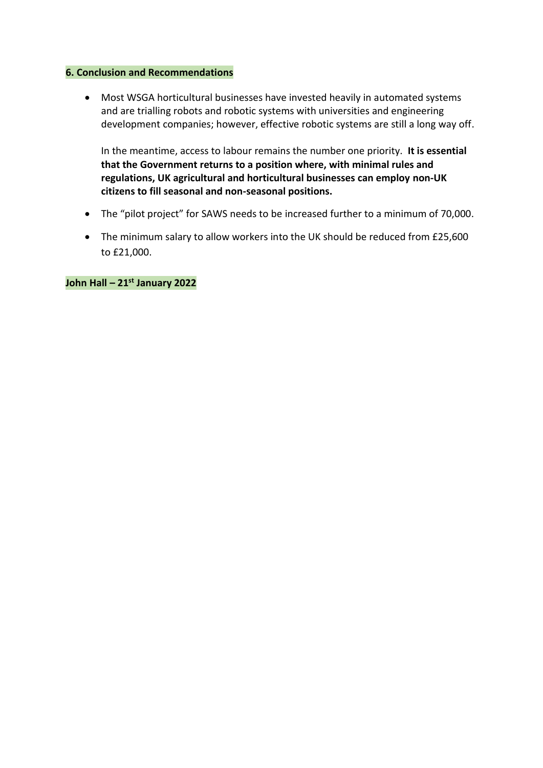**6. Conclusion and Recommendations**

- Most WSGA horticultural businesses have invested heavily in automated systems and are trialling robots and robotic systems with universities and engineering development companies; however, effective robotic systems are still a long way off.

  In the meantime, access to labour remains the number one priority. **It is essential that the Government returns to a position where, with minimal rules and regulations, UK agricultural and horticultural businesses can employ non-UK citizens to fill seasonal and non-seasonal positions.**

- The "pilot project" for SAWS needs to be increased further to a minimum of 70,000.

- The minimum salary to allow workers into the UK should be reduced from £25,600 to £21,000.

**John Hall – 21st January 2022**